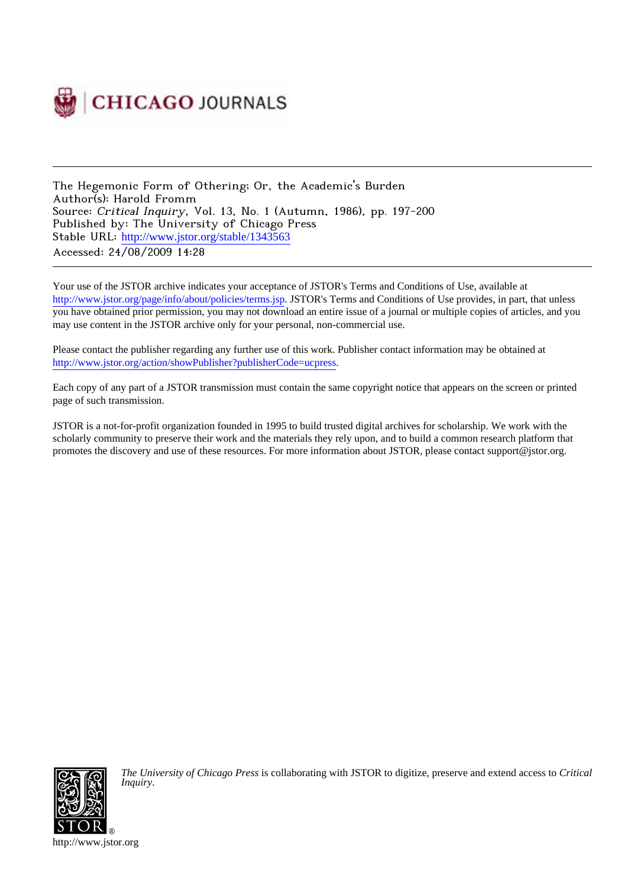CHICAGO JOURNALS

The Hegemonic Form of Othering; Or, the Academic's Burden
Author(s): Harold Fromm
Source: *Critical Inquiry*, Vol. 13, No. 1 (Autumn, 1986), pp. 197-200
Published by: The University of Chicago Press
Stable URL: http://www.jstor.org/stable/1343563
Accessed: 24/08/2009 14:28

Your use of the JSTOR archive indicates your acceptance of JSTOR's Terms and Conditions of Use, available at http://www.jstor.org/page/info/about/policies/terms.jsp. JSTOR's Terms and Conditions of Use provides, in part, that unless you have obtained prior permission, you may not download an entire issue of a journal or multiple copies of articles, and you may use content in the JSTOR archive only for your personal, non-commercial use.

Please contact the publisher regarding any further use of this work. Publisher contact information may be obtained at http://www.jstor.org/action/showPublisher?publisherCode=ucpress.

Each copy of any part of a JSTOR transmission must contain the same copyright notice that appears on the screen or printed page of such transmission.

JSTOR is a not-for-profit organization founded in 1995 to build trusted digital archives for scholarship. We work with the scholarly community to preserve their work and the materials they rely upon, and to build a common research platform that promotes the discovery and use of these resources. For more information about JSTOR, please contact support@jstor.org.

*The University of Chicago Press* is collaborating with JSTOR to digitize, preserve and extend access to *Critical Inquiry.*

http://www.jstor.org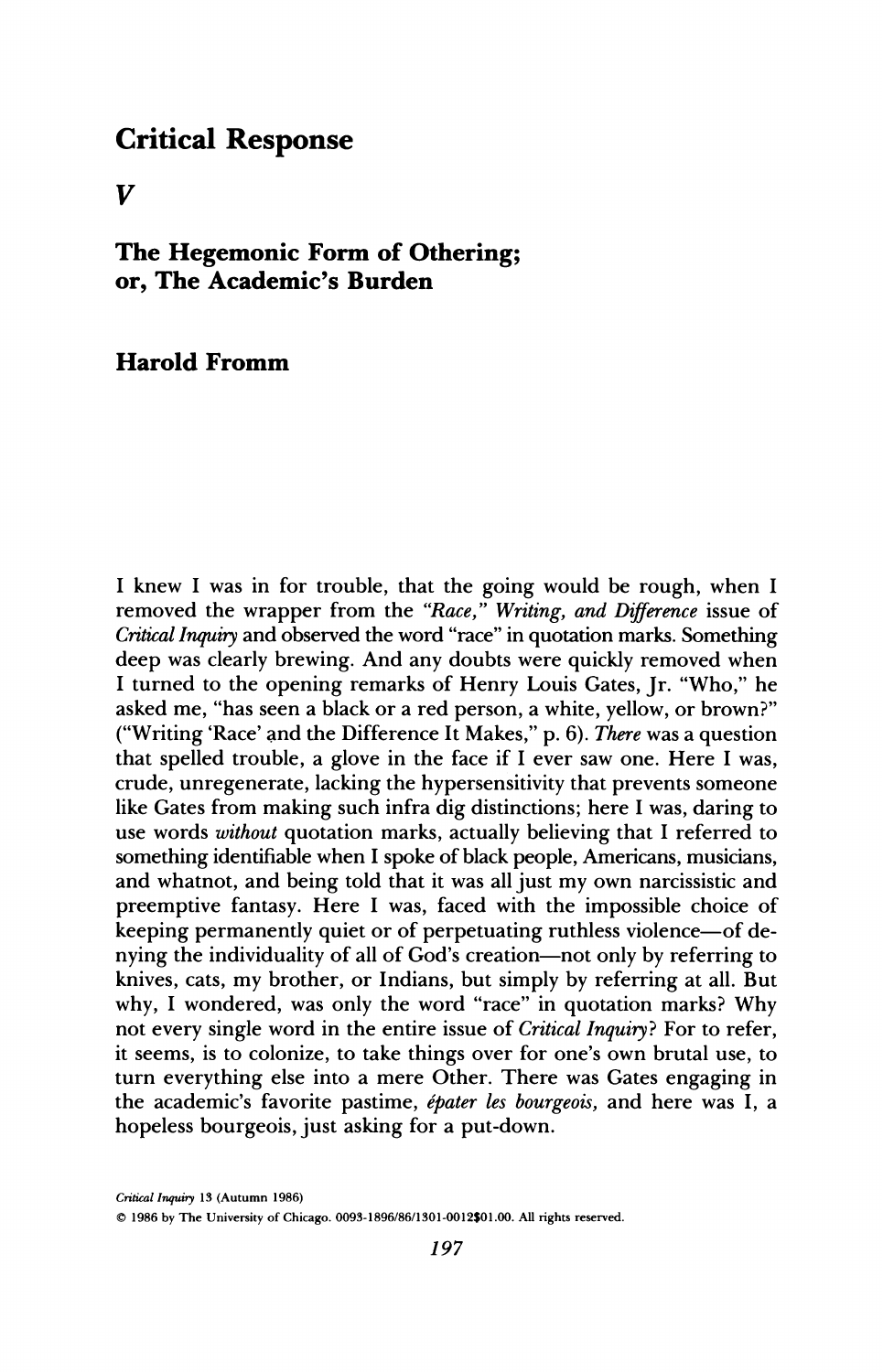# Critical Response

## V

### The Hegemonic Form of Othering; or, The Academic's Burden

**Harold Fromm**

I knew I was in for trouble, that the going would be rough, when I removed the wrapper from the *"Race," Writing, and Difference* issue of *Critical Inquiry* and observed the word "race" in quotation marks. Something deep was clearly brewing. And any doubts were quickly removed when I turned to the opening remarks of Henry Louis Gates, Jr. "Who," he asked me, "has seen a black or a red person, a white, yellow, or brown?" ("Writing 'Race' and the Difference It Makes," p. 6). *There* was a question that spelled trouble, a glove in the face if I ever saw one. Here I was, crude, unregenerate, lacking the hypersensitivity that prevents someone like Gates from making such infra dig distinctions; here I was, daring to use words *without* quotation marks, actually believing that I referred to something identifiable when I spoke of black people, Americans, musicians, and whatnot, and being told that it was all just my own narcissistic and preemptive fantasy. Here I was, faced with the impossible choice of keeping permanently quiet or of perpetuating ruthless violence—of denying the individuality of all of God's creation—not only by referring to knives, cats, my brother, or Indians, but simply by referring at all. But why, I wondered, was only the word "race" in quotation marks? Why not every single word in the entire issue of *Critical Inquiry*? For to refer, it seems, is to colonize, to take things over for one's own brutal use, to turn everything else into a mere Other. There was Gates engaging in the academic's favorite pastime, *épater les bourgeois,* and here was I, a hopeless bourgeois, just asking for a put-down.

*Critical Inquiry* 13 (Autumn 1986)

© 1986 by The University of Chicago. 0093-1896/86/1301-0012$01.00. All rights reserved.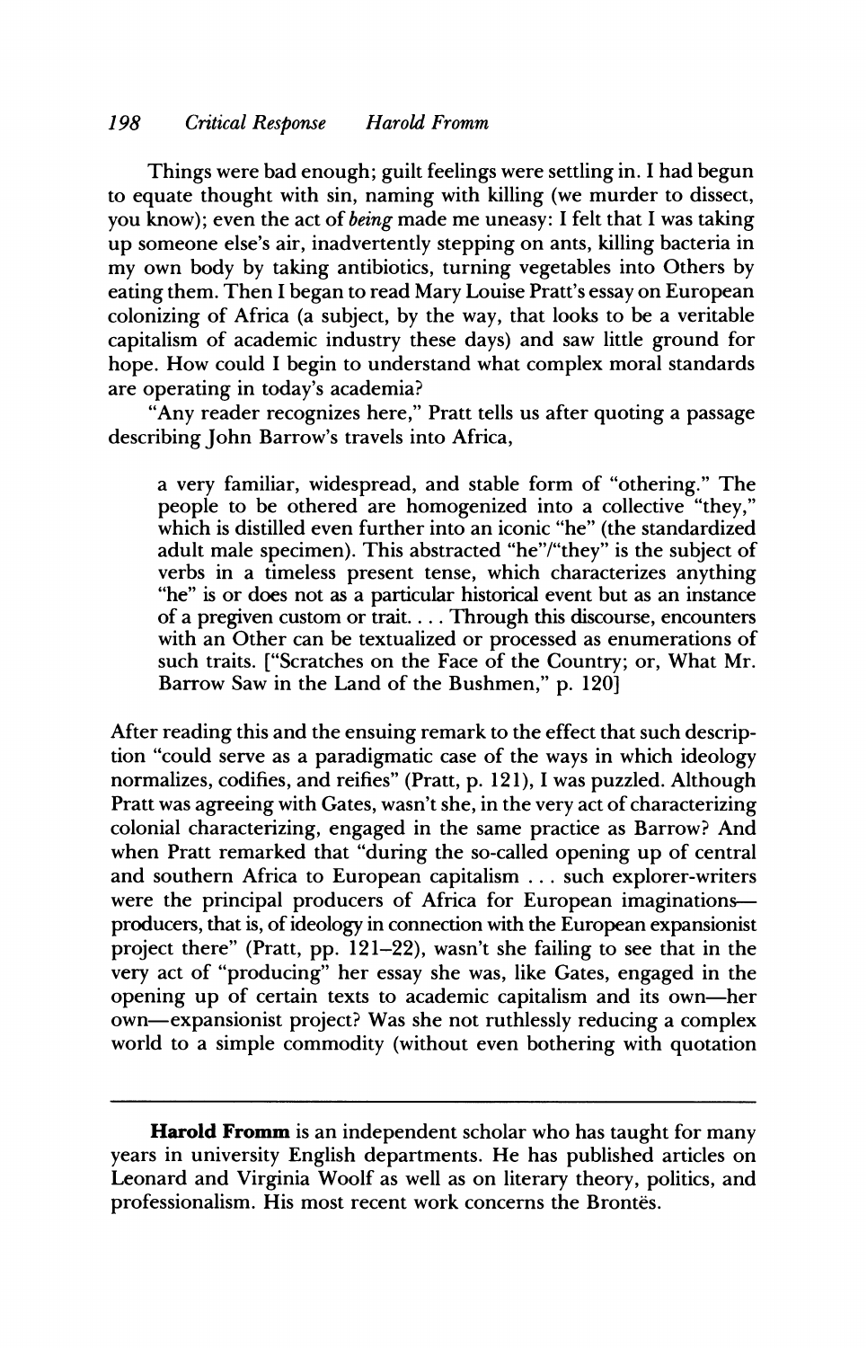Things were bad enough; guilt feelings were settling in. I had begun to equate thought with sin, naming with killing (we murder to dissect, you know); even the act of *being* made me uneasy: I felt that I was taking up someone else's air, inadvertently stepping on ants, killing bacteria in my own body by taking antibiotics, turning vegetables into Others by eating them. Then I began to read Mary Louise Pratt's essay on European colonizing of Africa (a subject, by the way, that looks to be a veritable capitalism of academic industry these days) and saw little ground for hope. How could I begin to understand what complex moral standards are operating in today's academia?

"Any reader recognizes here," Pratt tells us after quoting a passage describing John Barrow's travels into Africa,

> a very familiar, widespread, and stable form of "othering." The people to be othered are homogenized into a collective "they," which is distilled even further into an iconic "he" (the standardized adult male specimen). This abstracted "he"/"they" is the subject of verbs in a timeless present tense, which characterizes anything "he" is or does not as a particular historical event but as an instance of a pregiven custom or trait. . . . Through this discourse, encounters with an Other can be textualized or processed as enumerations of such traits. ["Scratches on the Face of the Country; or, What Mr. Barrow Saw in the Land of the Bushmen," p. 120]

After reading this and the ensuing remark to the effect that such description "could serve as a paradigmatic case of the ways in which ideology normalizes, codifies, and reifies" (Pratt, p. 121), I was puzzled. Although Pratt was agreeing with Gates, wasn't she, in the very act of characterizing colonial characterizing, engaged in the same practice as Barrow? And when Pratt remarked that "during the so-called opening up of central and southern Africa to European capitalism . . . such explorer-writers were the principal producers of Africa for European imaginations—producers, that is, of ideology in connection with the European expansionist project there" (Pratt, pp. 121–22), wasn't she failing to see that in the very act of "producing" her essay she was, like Gates, engaged in the opening up of certain texts to academic capitalism and its own—her own—expansionist project? Was she not ruthlessly reducing a complex world to a simple commodity (without even bothering with quotation

---

**Harold Fromm** is an independent scholar who has taught for many years in university English departments. He has published articles on Leonard and Virginia Woolf as well as on literary theory, politics, and professionalism. His most recent work concerns the Brontës.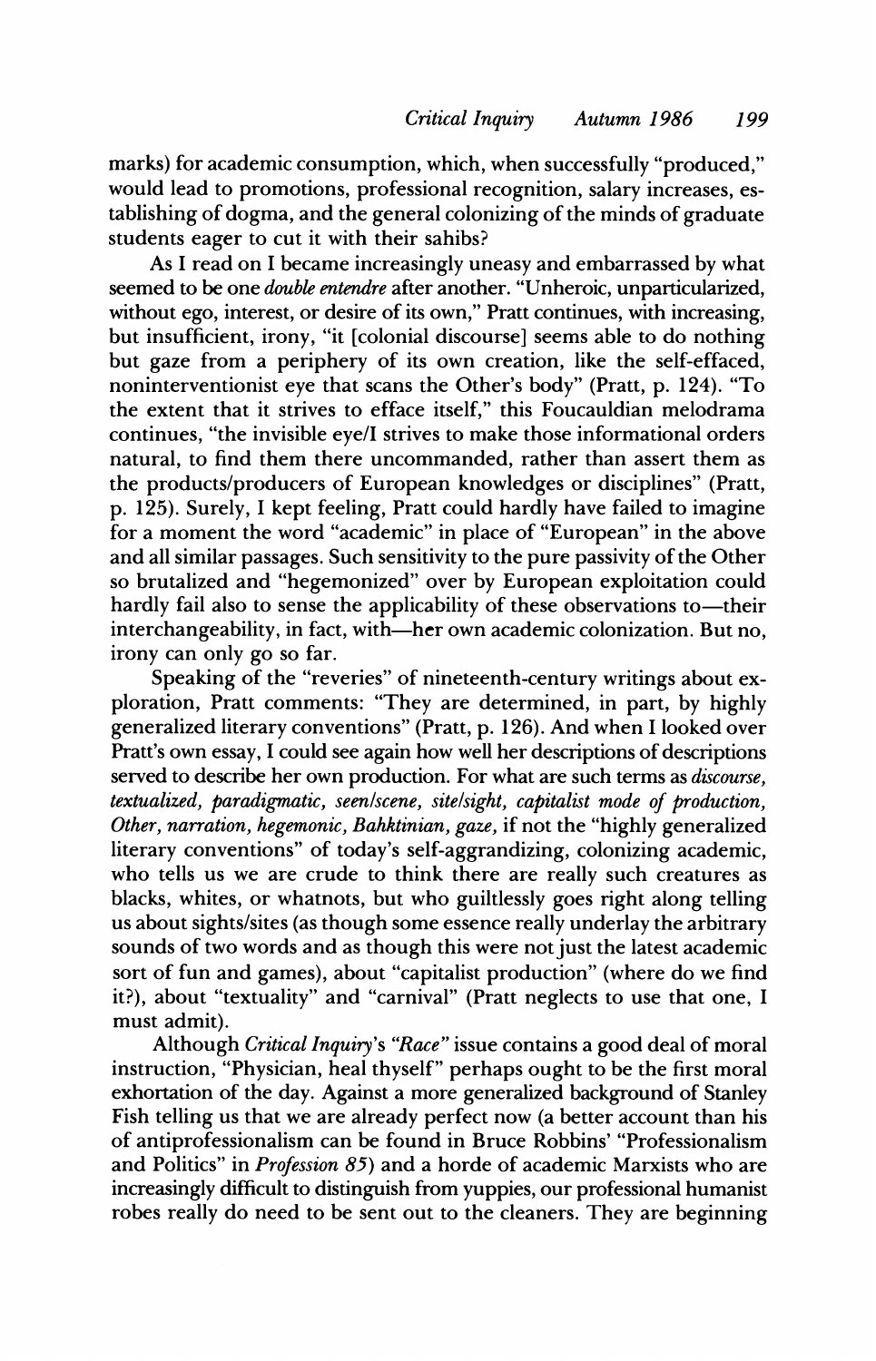marks) for academic consumption, which, when successfully "produced," would lead to promotions, professional recognition, salary increases, establishing of dogma, and the general colonizing of the minds of graduate students eager to cut it with their sahibs?

As I read on I became increasingly uneasy and embarrassed by what seemed to be one *double entendre* after another. "Unheroic, unparticularized, without ego, interest, or desire of its own," Pratt continues, with increasing, but insufficient, irony, "it [colonial discourse] seems able to do nothing but gaze from a periphery of its own creation, like the self-effaced, noninterventionist eye that scans the Other's body" (Pratt, p. 124). "To the extent that it strives to efface itself," this Foucauldian melodrama continues, "the invisible eye/I strives to make those informational orders natural, to find them there uncommanded, rather than assert them as the products/producers of European knowledges or disciplines" (Pratt, p. 125). Surely, I kept feeling, Pratt could hardly have failed to imagine for a moment the word "academic" in place of "European" in the above and all similar passages. Such sensitivity to the pure passivity of the Other so brutalized and "hegemonized" over by European exploitation could hardly fail also to sense the applicability of these observations to—their interchangeability, in fact, with—her own academic colonization. But no, irony can only go so far.

Speaking of the "reveries" of nineteenth-century writings about exploration, Pratt comments: "They are determined, in part, by highly generalized literary conventions" (Pratt, p. 126). And when I looked over Pratt's own essay, I could see again how well her descriptions of descriptions served to describe her own production. For what are such terms as *discourse, textualized, paradigmatic, seen/scene, site/sight, capitalist mode of production, Other, narration, hegemonic, Bahktinian, gaze,* if not the "highly generalized literary conventions" of today's self-aggrandizing, colonizing academic, who tells us we are crude to think there are really such creatures as blacks, whites, or whatnots, but who guiltlessly goes right along telling us about sights/sites (as though some essence really underlay the arbitrary sounds of two words and as though this were not just the latest academic sort of fun and games), about "capitalist production" (where do we find it?), about "textuality" and "carnival" (Pratt neglects to use that one, I must admit).

Although *Critical Inquiry*'s *"Race"* issue contains a good deal of moral instruction, "Physician, heal thyself" perhaps ought to be the first moral exhortation of the day. Against a more generalized background of Stanley Fish telling us that we are already perfect now (a better account than his of antiprofessionalism can be found in Bruce Robbins' "Professionalism and Politics" in *Profession 85*) and a horde of academic Marxists who are increasingly difficult to distinguish from yuppies, our professional humanist robes really do need to be sent out to the cleaners. They are beginning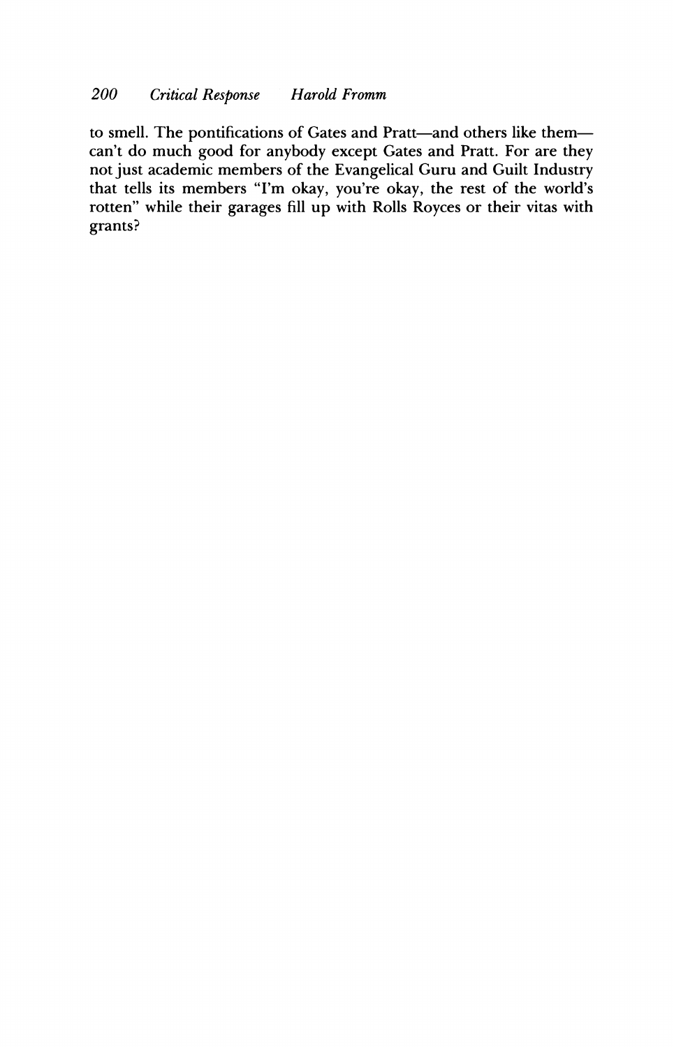to smell. The pontifications of Gates and Pratt—and others like them—can't do much good for anybody except Gates and Pratt. For are they not just academic members of the Evangelical Guru and Guilt Industry that tells its members "I'm okay, you're okay, the rest of the world's rotten" while their garages fill up with Rolls Royces or their vitas with grants?